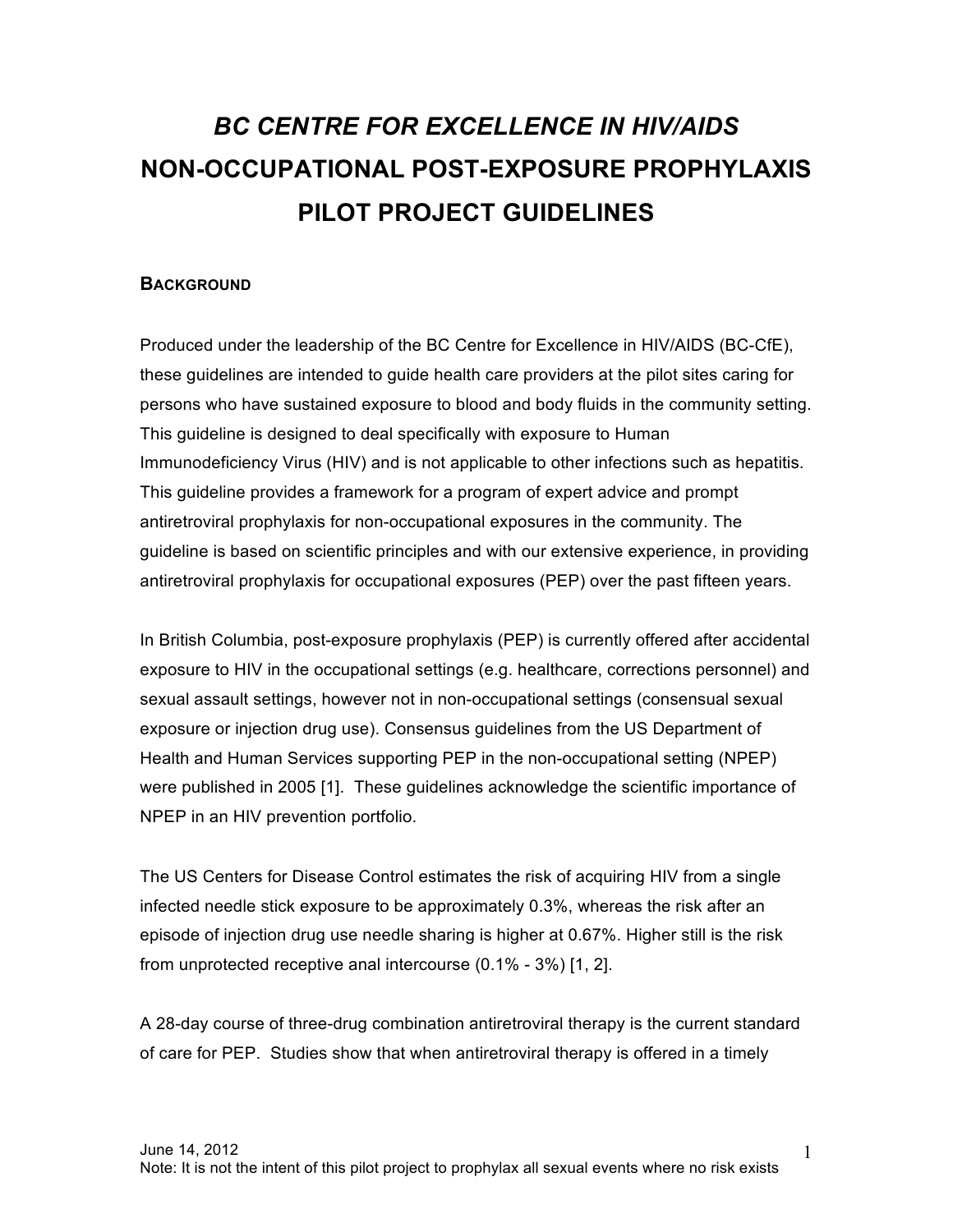# *BC CENTRE FOR EXCELLENCE IN HIV/AIDS*
# NON-OCCUPATIONAL POST-EXPOSURE PROPHYLAXIS PILOT PROJECT GUIDELINES

## BACKGROUND

Produced under the leadership of the BC Centre for Excellence in HIV/AIDS (BC-CfE), these guidelines are intended to guide health care providers at the pilot sites caring for persons who have sustained exposure to blood and body fluids in the community setting. This guideline is designed to deal specifically with exposure to Human Immunodeficiency Virus (HIV) and is not applicable to other infections such as hepatitis. This guideline provides a framework for a program of expert advice and prompt antiretroviral prophylaxis for non-occupational exposures in the community. The guideline is based on scientific principles and with our extensive experience, in providing antiretroviral prophylaxis for occupational exposures (PEP) over the past fifteen years.

In British Columbia, post-exposure prophylaxis (PEP) is currently offered after accidental exposure to HIV in the occupational settings (e.g. healthcare, corrections personnel) and sexual assault settings, however not in non-occupational settings (consensual sexual exposure or injection drug use). Consensus guidelines from the US Department of Health and Human Services supporting PEP in the non-occupational setting (NPEP) were published in 2005 [1]. These guidelines acknowledge the scientific importance of NPEP in an HIV prevention portfolio.

The US Centers for Disease Control estimates the risk of acquiring HIV from a single infected needle stick exposure to be approximately 0.3%, whereas the risk after an episode of injection drug use needle sharing is higher at 0.67%. Higher still is the risk from unprotected receptive anal intercourse (0.1% - 3%) [1, 2].

A 28-day course of three-drug combination antiretroviral therapy is the current standard of care for PEP. Studies show that when antiretroviral therapy is offered in a timely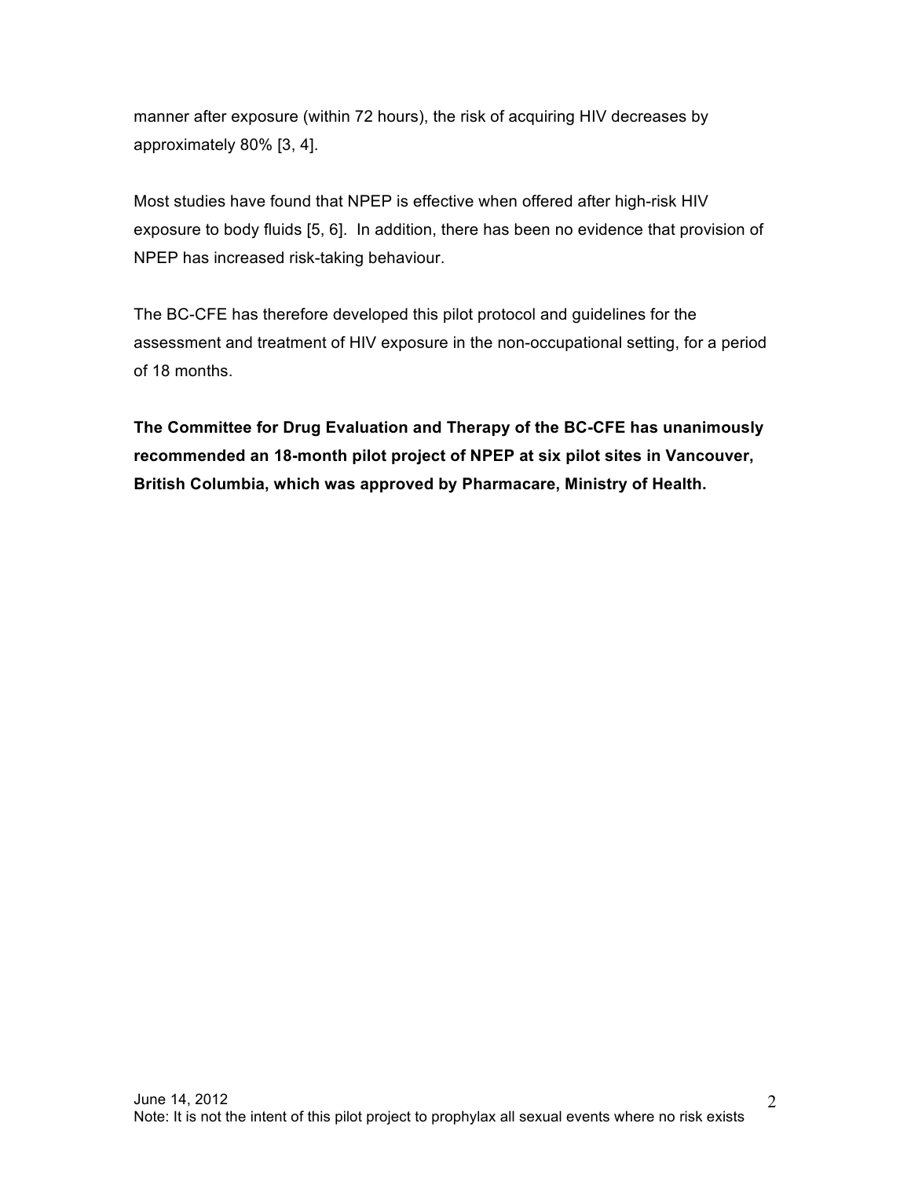manner after exposure (within 72 hours), the risk of acquiring HIV decreases by approximately 80% [3, 4].

Most studies have found that NPEP is effective when offered after high-risk HIV exposure to body fluids [5, 6]. In addition, there has been no evidence that provision of NPEP has increased risk-taking behaviour.

The BC-CFE has therefore developed this pilot protocol and guidelines for the assessment and treatment of HIV exposure in the non-occupational setting, for a period of 18 months.

**The Committee for Drug Evaluation and Therapy of the BC-CFE has unanimously recommended an 18-month pilot project of NPEP at six pilot sites in Vancouver, British Columbia, which was approved by Pharmacare, Ministry of Health.**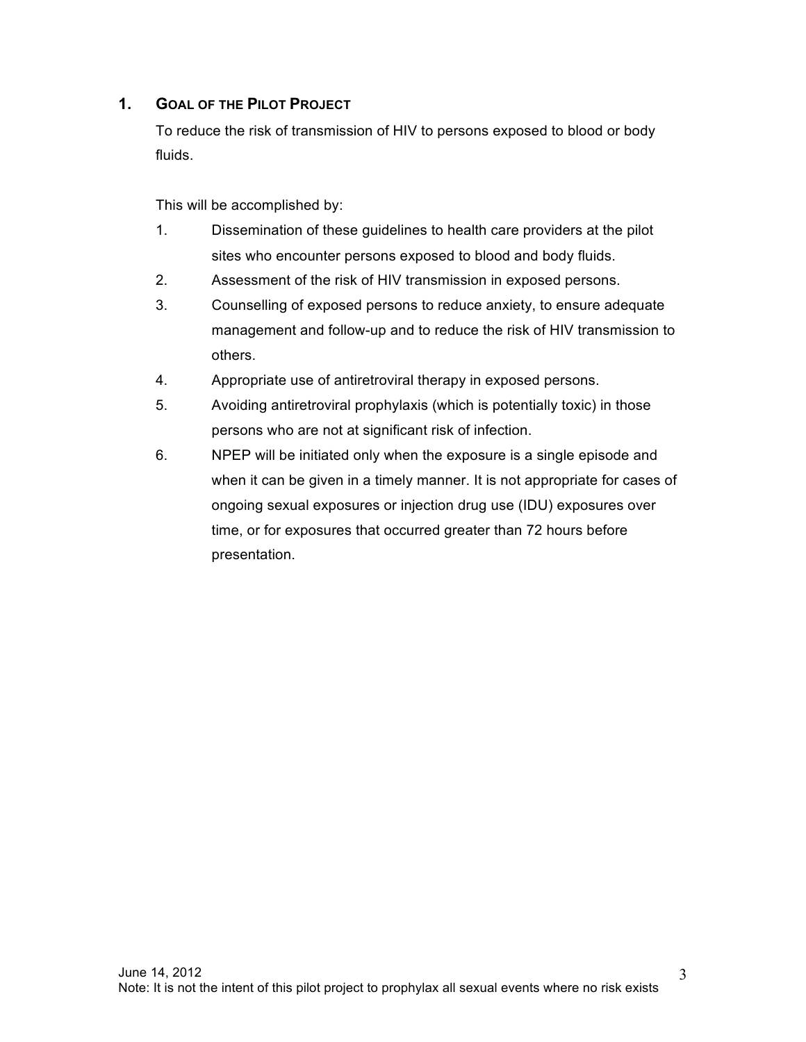## 1. Goal of the Pilot Project

To reduce the risk of transmission of HIV to persons exposed to blood or body fluids.

This will be accomplished by:

1. Dissemination of these guidelines to health care providers at the pilot sites who encounter persons exposed to blood and body fluids.
2. Assessment of the risk of HIV transmission in exposed persons.
3. Counselling of exposed persons to reduce anxiety, to ensure adequate management and follow-up and to reduce the risk of HIV transmission to others.
4. Appropriate use of antiretroviral therapy in exposed persons.
5. Avoiding antiretroviral prophylaxis (which is potentially toxic) in those persons who are not at significant risk of infection.
6. NPEP will be initiated only when the exposure is a single episode and when it can be given in a timely manner. It is not appropriate for cases of ongoing sexual exposures or injection drug use (IDU) exposures over time, or for exposures that occurred greater than 72 hours before presentation.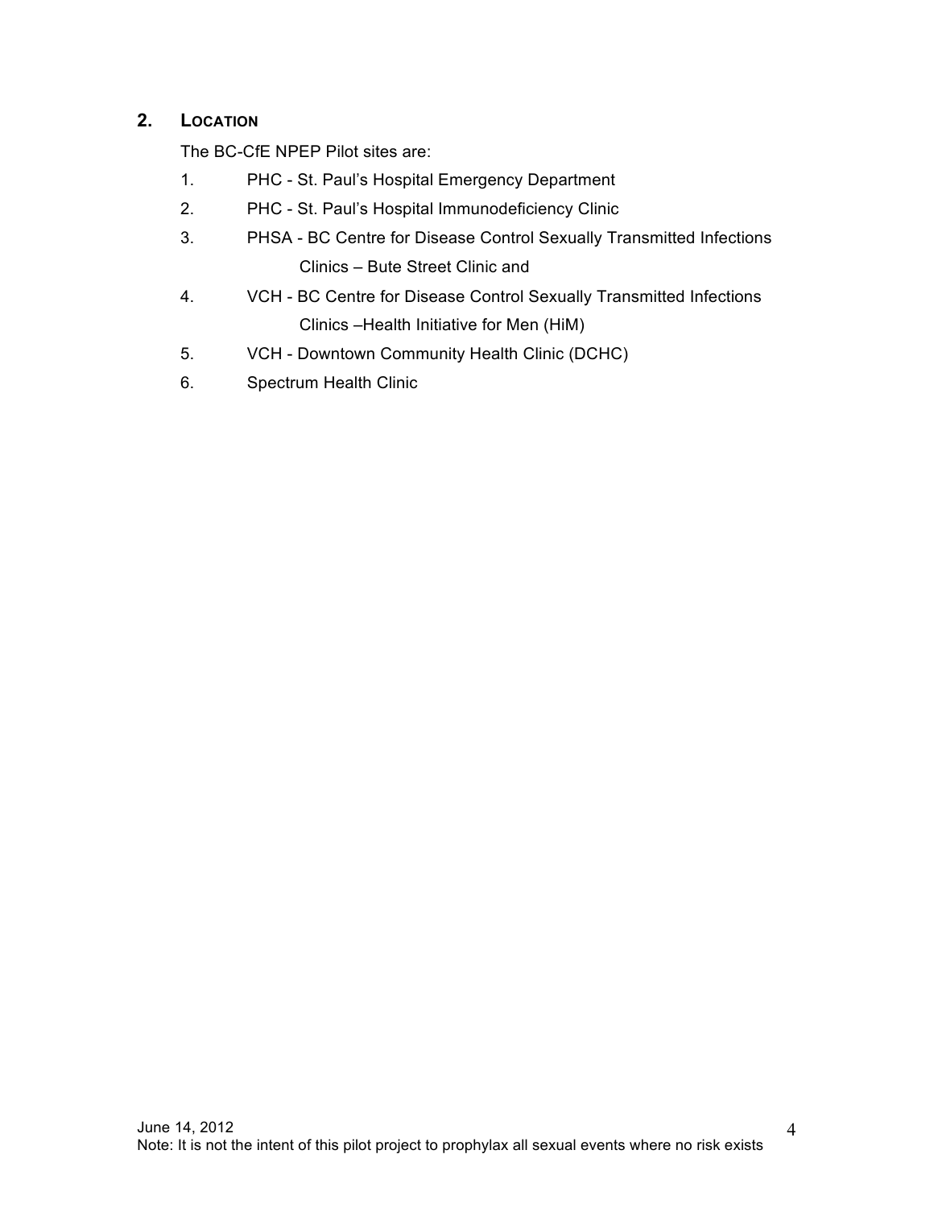## 2. LOCATION

The BC-CfE NPEP Pilot sites are:

1. PHC - St. Paul's Hospital Emergency Department
2. PHC - St. Paul's Hospital Immunodeficiency Clinic
3. PHSA - BC Centre for Disease Control Sexually Transmitted Infections Clinics – Bute Street Clinic and
4. VCH - BC Centre for Disease Control Sexually Transmitted Infections Clinics –Health Initiative for Men (HiM)
5. VCH - Downtown Community Health Clinic (DCHC)
6. Spectrum Health Clinic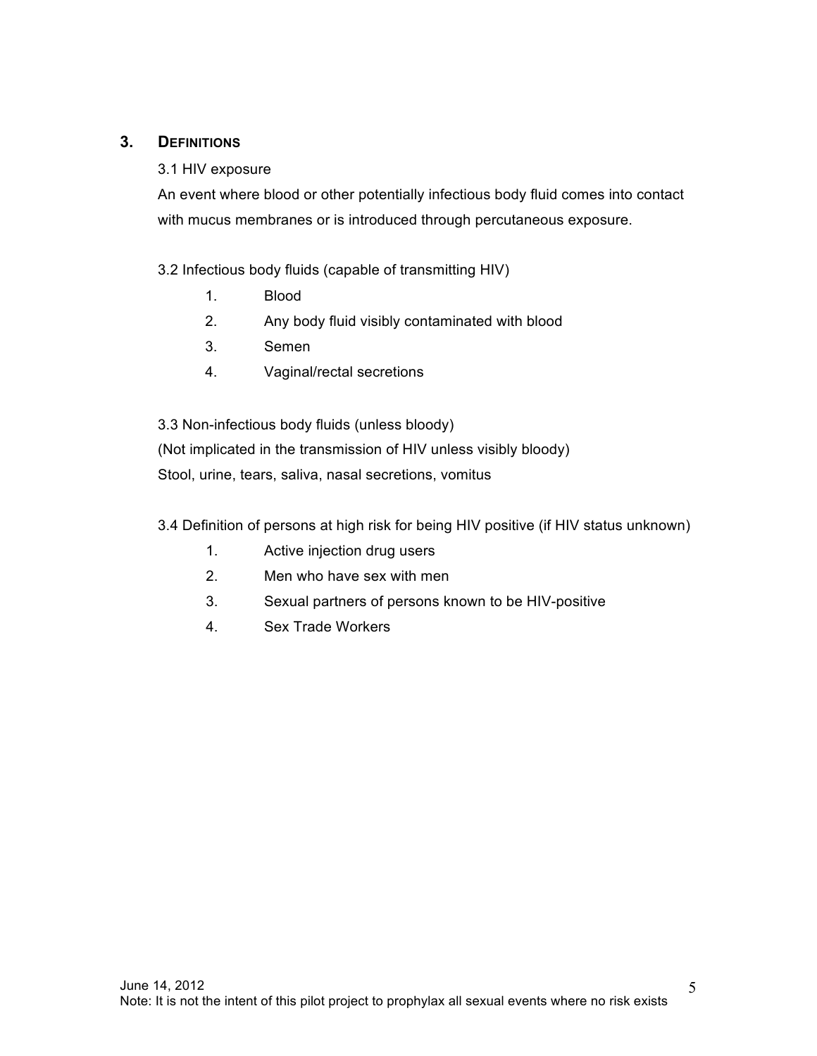## 3. DEFINITIONS

3.1 HIV exposure

An event where blood or other potentially infectious body fluid comes into contact with mucus membranes or is introduced through percutaneous exposure.

3.2 Infectious body fluids (capable of transmitting HIV)

1. Blood
2. Any body fluid visibly contaminated with blood
3. Semen
4. Vaginal/rectal secretions

3.3 Non-infectious body fluids (unless bloody)

(Not implicated in the transmission of HIV unless visibly bloody)

Stool, urine, tears, saliva, nasal secretions, vomitus

3.4 Definition of persons at high risk for being HIV positive (if HIV status unknown)

1. Active injection drug users
2. Men who have sex with men
3. Sexual partners of persons known to be HIV-positive
4. Sex Trade Workers

June 14, 2012

Note: It is not the intent of this pilot project to prophylax all sexual events where no risk exists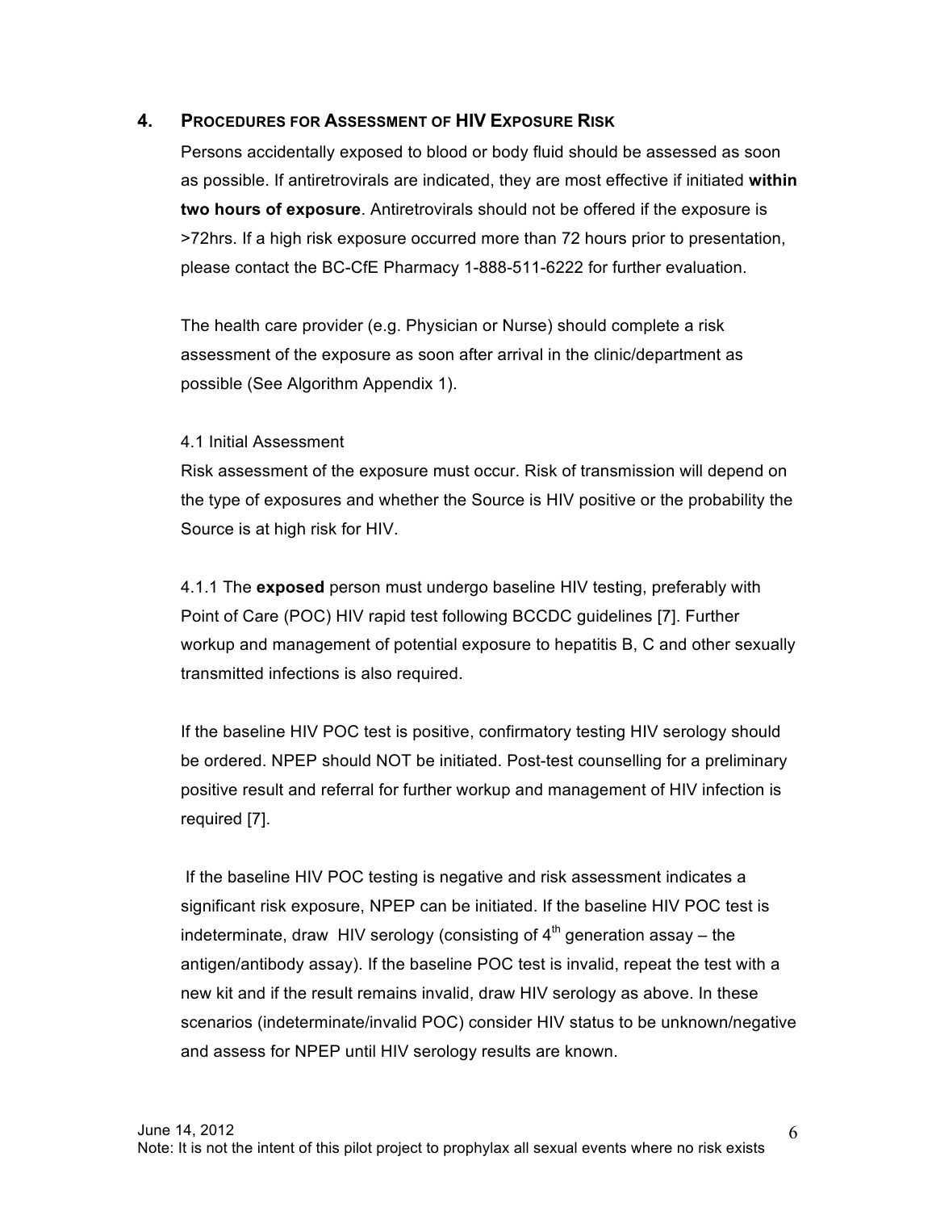## 4. Procedures for Assessment of HIV Exposure Risk

Persons accidentally exposed to blood or body fluid should be assessed as soon as possible. If antiretrovirals are indicated, they are most effective if initiated **within two hours of exposure**. Antiretrovirals should not be offered if the exposure is >72hrs. If a high risk exposure occurred more than 72 hours prior to presentation, please contact the BC-CfE Pharmacy 1-888-511-6222 for further evaluation.

The health care provider (e.g. Physician or Nurse) should complete a risk assessment of the exposure as soon after arrival in the clinic/department as possible (See Algorithm Appendix 1).

### 4.1 Initial Assessment

Risk assessment of the exposure must occur. Risk of transmission will depend on the type of exposures and whether the Source is HIV positive or the probability the Source is at high risk for HIV.

4.1.1 The **exposed** person must undergo baseline HIV testing, preferably with Point of Care (POC) HIV rapid test following BCCDC guidelines [7]. Further workup and management of potential exposure to hepatitis B, C and other sexually transmitted infections is also required.

If the baseline HIV POC test is positive, confirmatory testing HIV serology should be ordered. NPEP should NOT be initiated. Post-test counselling for a preliminary positive result and referral for further workup and management of HIV infection is required [7].

If the baseline HIV POC testing is negative and risk assessment indicates a significant risk exposure, NPEP can be initiated. If the baseline HIV POC test is indeterminate, draw HIV serology (consisting of 4th generation assay – the antigen/antibody assay). If the baseline POC test is invalid, repeat the test with a new kit and if the result remains invalid, draw HIV serology as above. In these scenarios (indeterminate/invalid POC) consider HIV status to be unknown/negative and assess for NPEP until HIV serology results are known.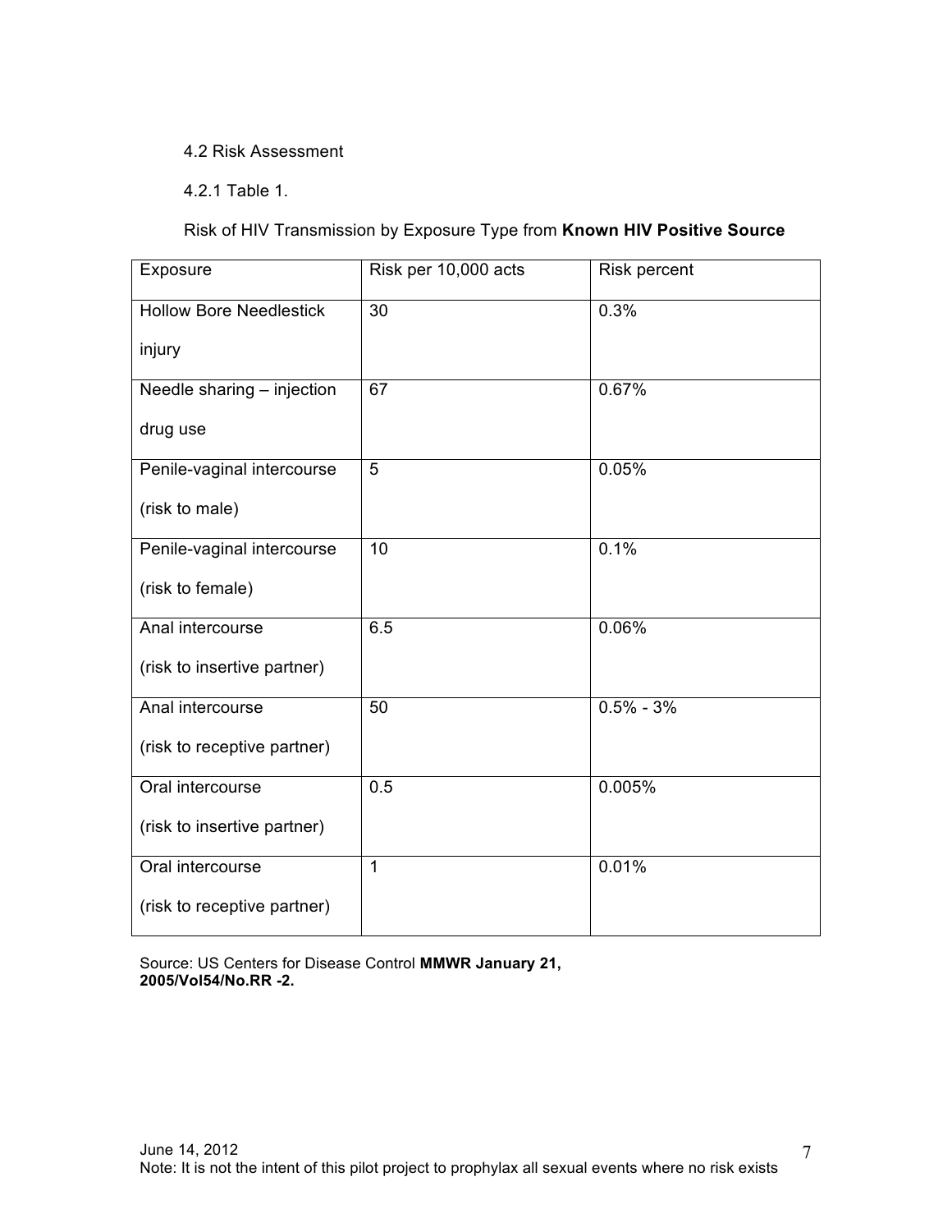4.2 Risk Assessment

4.2.1 Table 1.

Risk of HIV Transmission by Exposure Type from **Known HIV Positive Source**

| Exposure | Risk per 10,000 acts | Risk percent |
|---|---|---|
| Hollow Bore Needlestick injury | 30 | 0.3% |
| Needle sharing – injection drug use | 67 | 0.67% |
| Penile-vaginal intercourse (risk to male) | 5 | 0.05% |
| Penile-vaginal intercourse (risk to female) | 10 | 0.1% |
| Anal intercourse (risk to insertive partner) | 6.5 | 0.06% |
| Anal intercourse (risk to receptive partner) | 50 | 0.5% - 3% |
| Oral intercourse (risk to insertive partner) | 0.5 | 0.005% |
| Oral intercourse (risk to receptive partner) | 1 | 0.01% |

Source: US Centers for Disease Control **MMWR January 21, 2005/Vol54/No.RR -2.**

June 14, 2012
Note: It is not the intent of this pilot project to prophylax all sexual events where no risk exists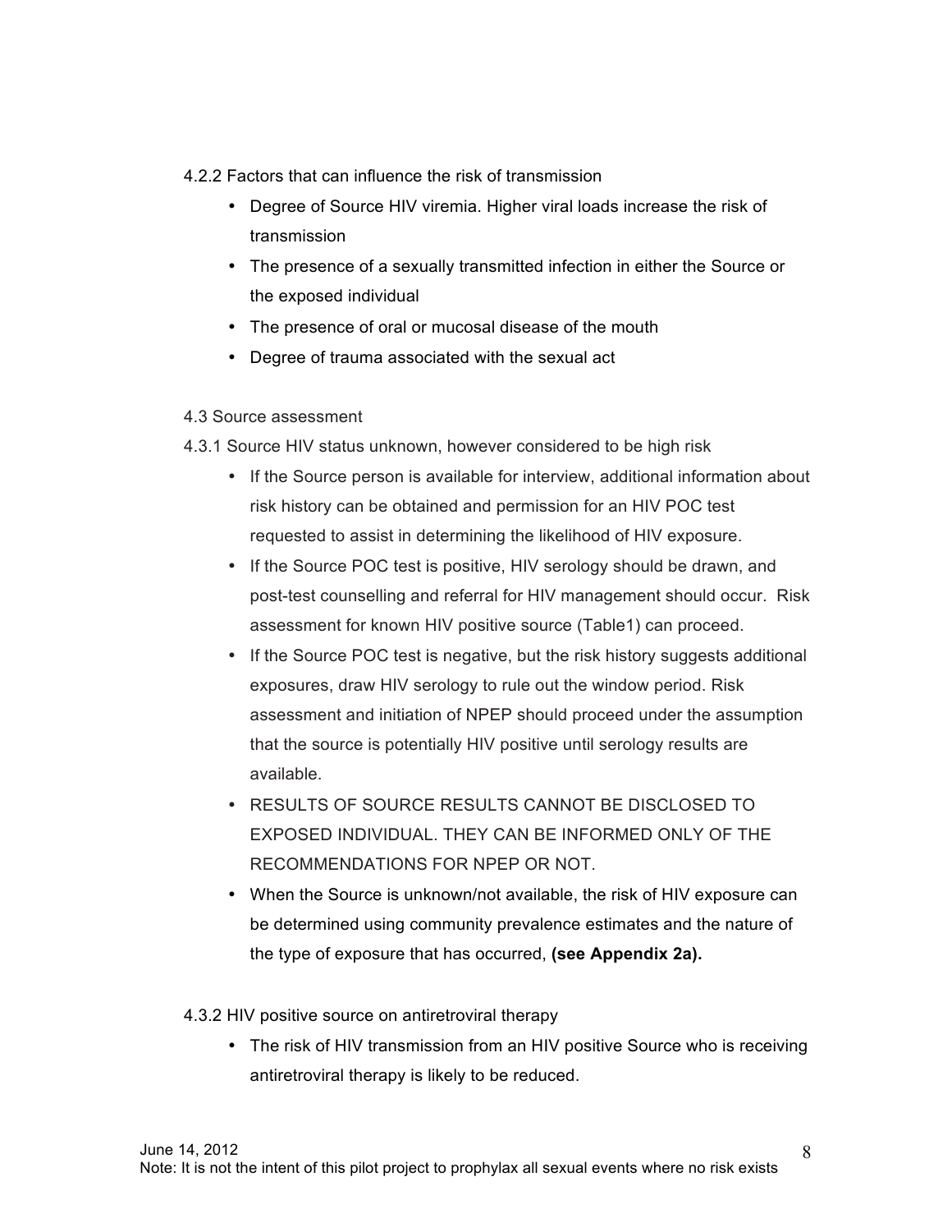#### 4.2.2 Factors that can influence the risk of transmission

- Degree of Source HIV viremia. Higher viral loads increase the risk of transmission
- The presence of a sexually transmitted infection in either the Source or the exposed individual
- The presence of oral or mucosal disease of the mouth
- Degree of trauma associated with the sexual act

### 4.3 Source assessment

#### 4.3.1 Source HIV status unknown, however considered to be high risk

- If the Source person is available for interview, additional information about risk history can be obtained and permission for an HIV POC test requested to assist in determining the likelihood of HIV exposure.
- If the Source POC test is positive, HIV serology should be drawn, and post-test counselling and referral for HIV management should occur. Risk assessment for known HIV positive source (Table1) can proceed.
- If the Source POC test is negative, but the risk history suggests additional exposures, draw HIV serology to rule out the window period. Risk assessment and initiation of NPEP should proceed under the assumption that the source is potentially HIV positive until serology results are available.
- RESULTS OF SOURCE RESULTS CANNOT BE DISCLOSED TO EXPOSED INDIVIDUAL. THEY CAN BE INFORMED ONLY OF THE RECOMMENDATIONS FOR NPEP OR NOT.
- When the Source is unknown/not available, the risk of HIV exposure can be determined using community prevalence estimates and the nature of the type of exposure that has occurred, **(see Appendix 2a).**

#### 4.3.2 HIV positive source on antiretroviral therapy

- The risk of HIV transmission from an HIV positive Source who is receiving antiretroviral therapy is likely to be reduced.

June 14, 2012
Note: It is not the intent of this pilot project to prophylax all sexual events where no risk exists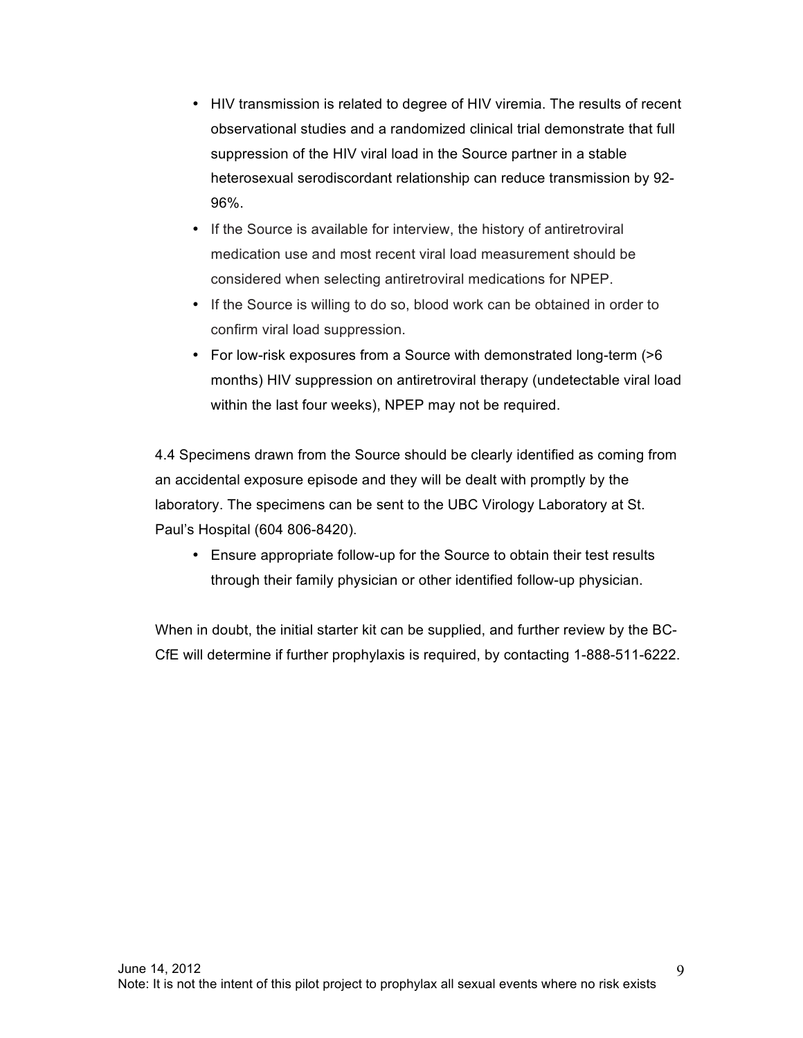- HIV transmission is related to degree of HIV viremia. The results of recent observational studies and a randomized clinical trial demonstrate that full suppression of the HIV viral load in the Source partner in a stable heterosexual serodiscordant relationship can reduce transmission by 92-96%.
- If the Source is available for interview, the history of antiretroviral medication use and most recent viral load measurement should be considered when selecting antiretroviral medications for NPEP.
- If the Source is willing to do so, blood work can be obtained in order to confirm viral load suppression.
- For low-risk exposures from a Source with demonstrated long-term (>6 months) HIV suppression on antiretroviral therapy (undetectable viral load within the last four weeks), NPEP may not be required.

4.4 Specimens drawn from the Source should be clearly identified as coming from an accidental exposure episode and they will be dealt with promptly by the laboratory. The specimens can be sent to the UBC Virology Laboratory at St. Paul's Hospital (604 806-8420).

- Ensure appropriate follow-up for the Source to obtain their test results through their family physician or other identified follow-up physician.

When in doubt, the initial starter kit can be supplied, and further review by the BC-CfE will determine if further prophylaxis is required, by contacting 1-888-511-6222.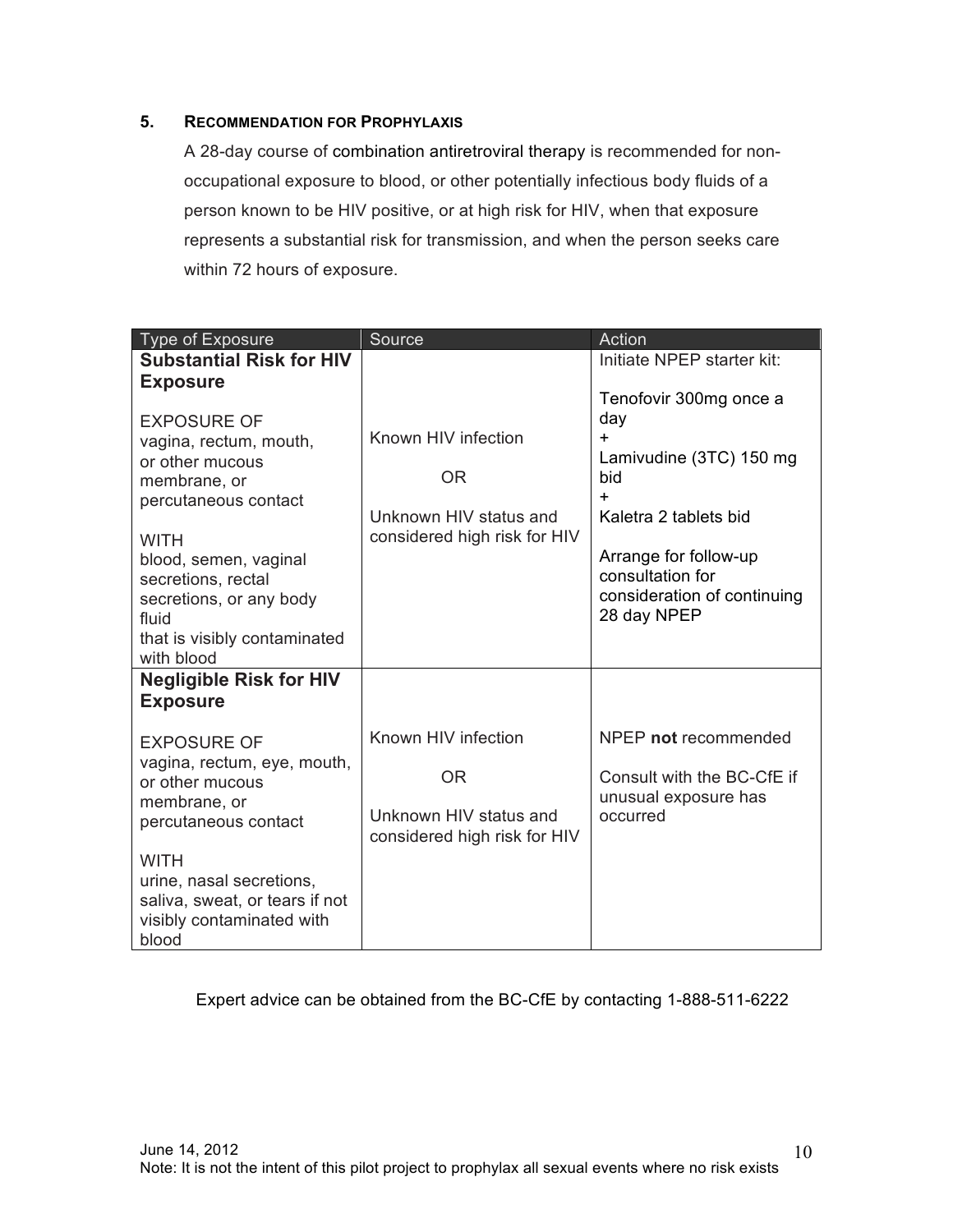## 5. RECOMMENDATION FOR PROPHYLAXIS

A 28-day course of combination antiretroviral therapy is recommended for non-occupational exposure to blood, or other potentially infectious body fluids of a person known to be HIV positive, or at high risk for HIV, when that exposure represents a substantial risk for transmission, and when the person seeks care within 72 hours of exposure.

| Type of Exposure | Source | Action |
|---|---|---|
| **Substantial Risk for HIV Exposure**<br><br>EXPOSURE OF vagina, rectum, mouth, or other mucous membrane, or percutaneous contact<br><br>WITH blood, semen, vaginal secretions, rectal secretions, or any body fluid that is visibly contaminated with blood | Known HIV infection<br><br>OR<br><br>Unknown HIV status and considered high risk for HIV | Initiate NPEP starter kit:<br><br>Tenofovir 300mg once a day<br>+<br>Lamivudine (3TC) 150 mg bid<br>+<br>Kaletra 2 tablets bid<br><br>Arrange for follow-up consultation for consideration of continuing 28 day NPEP |
| **Negligible Risk for HIV Exposure**<br><br>EXPOSURE OF vagina, rectum, eye, mouth, or other mucous membrane, or percutaneous contact<br><br>WITH urine, nasal secretions, saliva, sweat, or tears if not visibly contaminated with blood | Known HIV infection<br><br>OR<br><br>Unknown HIV status and considered high risk for HIV | NPEP **not** recommended<br><br>Consult with the BC-CfE if unusual exposure has occurred |

Expert advice can be obtained from the BC-CfE by contacting 1-888-511-6222

June 14, 2012
Note: It is not the intent of this pilot project to prophylax all sexual events where no risk exists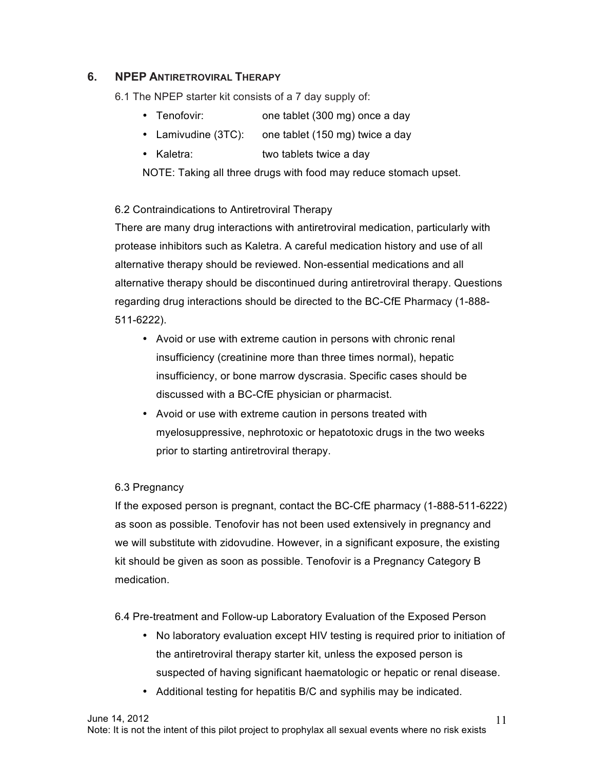## 6. NPEP ANTIRETROVIRAL THERAPY

6.1 The NPEP starter kit consists of a 7 day supply of:

- Tenofovir: one tablet (300 mg) once a day
- Lamivudine (3TC): one tablet (150 mg) twice a day
- Kaletra: two tablets twice a day

NOTE: Taking all three drugs with food may reduce stomach upset.

6.2 Contraindications to Antiretroviral Therapy

There are many drug interactions with antiretroviral medication, particularly with protease inhibitors such as Kaletra. A careful medication history and use of all alternative therapy should be reviewed. Non-essential medications and all alternative therapy should be discontinued during antiretroviral therapy. Questions regarding drug interactions should be directed to the BC-CfE Pharmacy (1-888-511-6222).

- Avoid or use with extreme caution in persons with chronic renal insufficiency (creatinine more than three times normal), hepatic insufficiency, or bone marrow dyscrasia. Specific cases should be discussed with a BC-CfE physician or pharmacist.
- Avoid or use with extreme caution in persons treated with myelosuppressive, nephrotoxic or hepatotoxic drugs in the two weeks prior to starting antiretroviral therapy.

6.3 Pregnancy

If the exposed person is pregnant, contact the BC-CfE pharmacy (1-888-511-6222) as soon as possible. Tenofovir has not been used extensively in pregnancy and we will substitute with zidovudine. However, in a significant exposure, the existing kit should be given as soon as possible. Tenofovir is a Pregnancy Category B medication.

6.4 Pre-treatment and Follow-up Laboratory Evaluation of the Exposed Person

- No laboratory evaluation except HIV testing is required prior to initiation of the antiretroviral therapy starter kit, unless the exposed person is suspected of having significant haematologic or hepatic or renal disease.
- Additional testing for hepatitis B/C and syphilis may be indicated.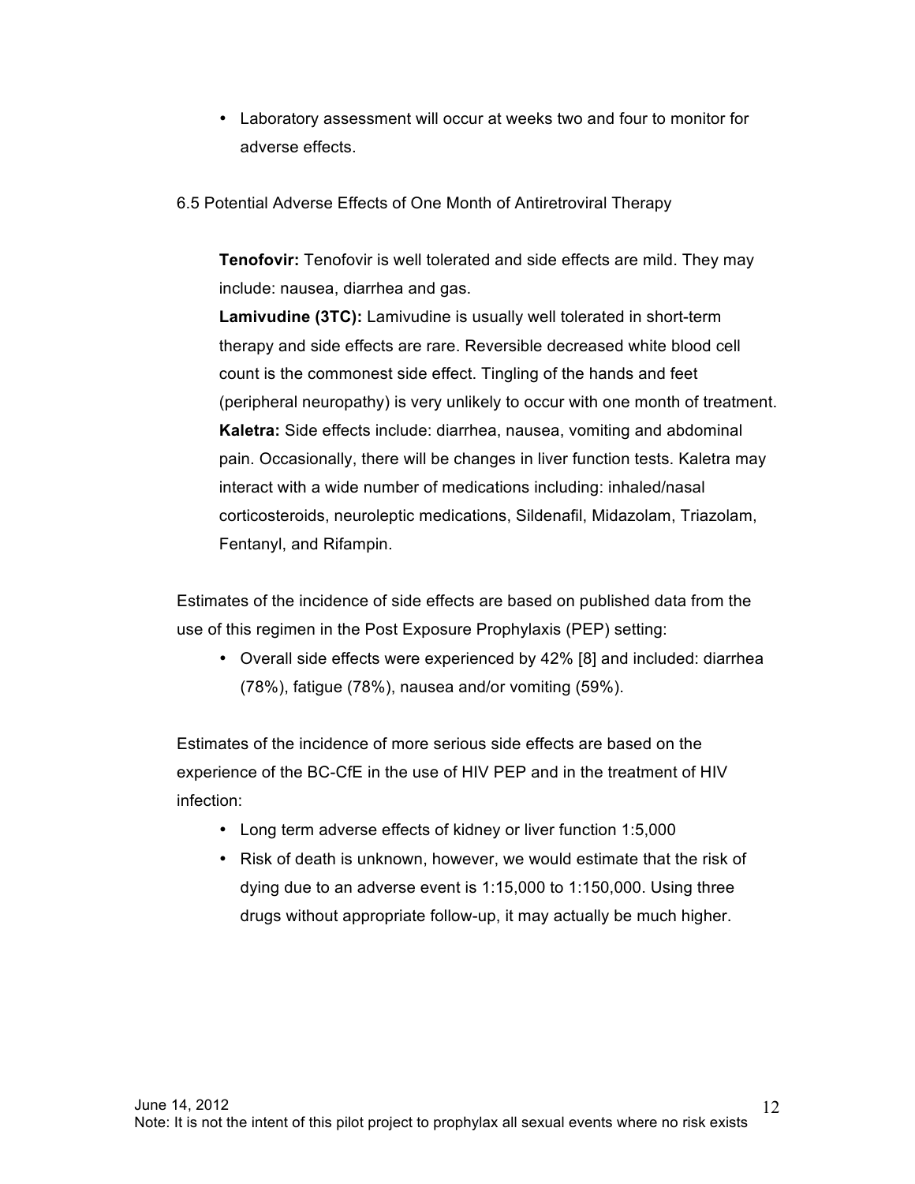- Laboratory assessment will occur at weeks two and four to monitor for adverse effects.

6.5 Potential Adverse Effects of One Month of Antiretroviral Therapy

**Tenofovir:** Tenofovir is well tolerated and side effects are mild. They may include: nausea, diarrhea and gas.
**Lamivudine (3TC):** Lamivudine is usually well tolerated in short-term therapy and side effects are rare. Reversible decreased white blood cell count is the commonest side effect. Tingling of the hands and feet (peripheral neuropathy) is very unlikely to occur with one month of treatment.
**Kaletra:** Side effects include: diarrhea, nausea, vomiting and abdominal pain. Occasionally, there will be changes in liver function tests. Kaletra may interact with a wide number of medications including: inhaled/nasal corticosteroids, neuroleptic medications, Sildenafil, Midazolam, Triazolam, Fentanyl, and Rifampin.

Estimates of the incidence of side effects are based on published data from the use of this regimen in the Post Exposure Prophylaxis (PEP) setting:

- Overall side effects were experienced by 42% [8] and included: diarrhea (78%), fatigue (78%), nausea and/or vomiting (59%).

Estimates of the incidence of more serious side effects are based on the experience of the BC-CfE in the use of HIV PEP and in the treatment of HIV infection:

- Long term adverse effects of kidney or liver function 1:5,000
- Risk of death is unknown, however, we would estimate that the risk of dying due to an adverse event is 1:15,000 to 1:150,000. Using three drugs without appropriate follow-up, it may actually be much higher.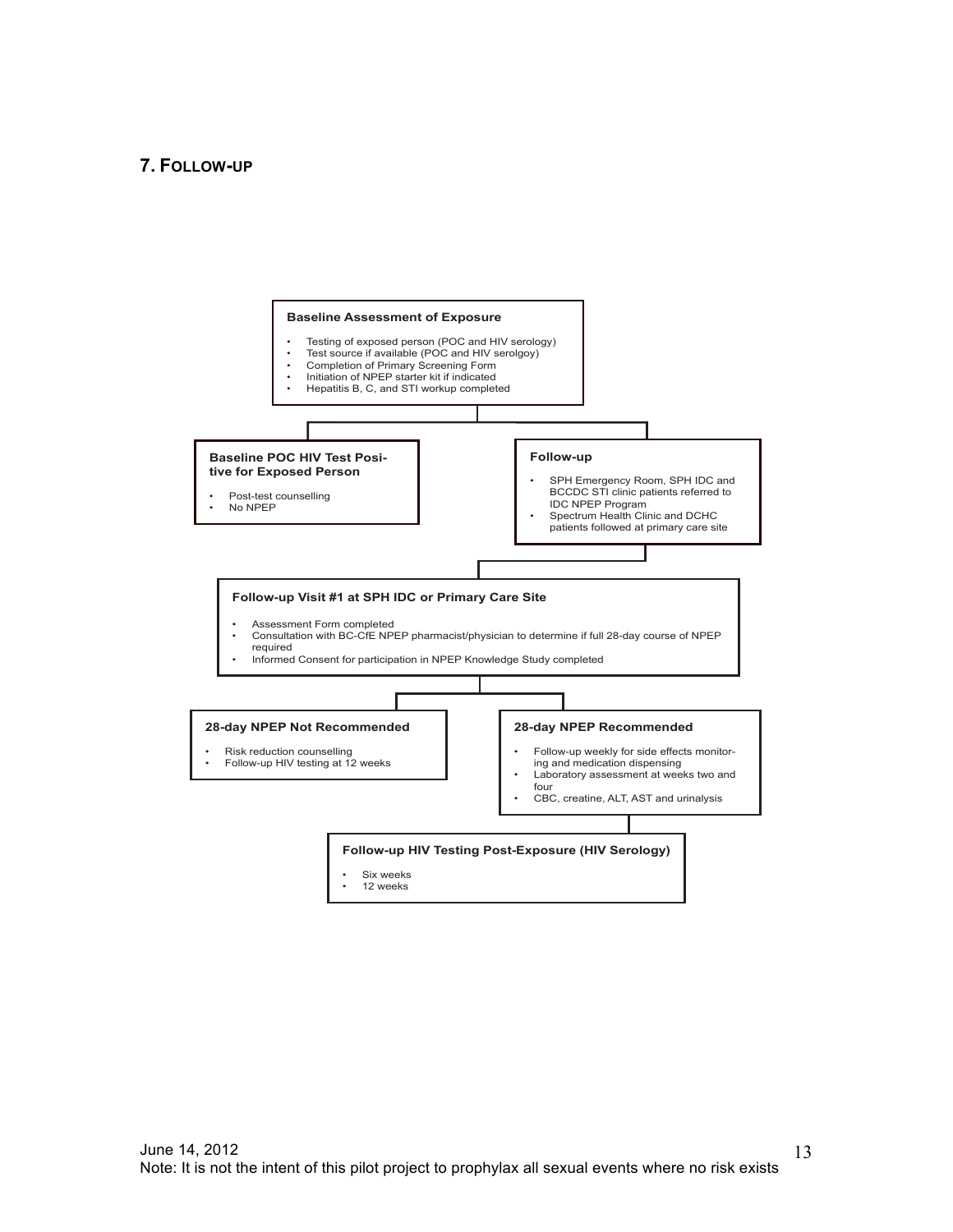## 7. Follow-up

**Baseline Assessment of Exposure**

- Testing of exposed person (POC and HIV serology)
- Test source if available (POC and HIV serolgoy)
- Completion of Primary Screening Form
- Initiation of NPEP starter kit if indicated
- Hepatitis B, C, and STI workup completed

**Baseline POC HIV Test Positive for Exposed Person**

- Post-test counselling
- No NPEP

**Follow-up**

- SPH Emergency Room, SPH IDC and BCCDC STI clinic patients referred to IDC NPEP Program
- Spectrum Health Clinic and DCHC patients followed at primary care site

**Follow-up Visit #1 at SPH IDC or Primary Care Site**

- Assessment Form completed
- Consultation with BC-CfE NPEP pharmacist/physician to determine if full 28-day course of NPEP required
- Informed Consent for participation in NPEP Knowledge Study completed

**28-day NPEP Not Recommended**

- Risk reduction counselling
- Follow-up HIV testing at 12 weeks

**28-day NPEP Recommended**

- Follow-up weekly for side effects monitoring and medication dispensing
- Laboratory assessment at weeks two and four
- CBC, creatine, ALT, AST and urinalysis

**Follow-up HIV Testing Post-Exposure (HIV Serology)**

- Six weeks
- 12 weeks

June 14, 2012
Note: It is not the intent of this pilot project to prophylax all sexual events where no risk exists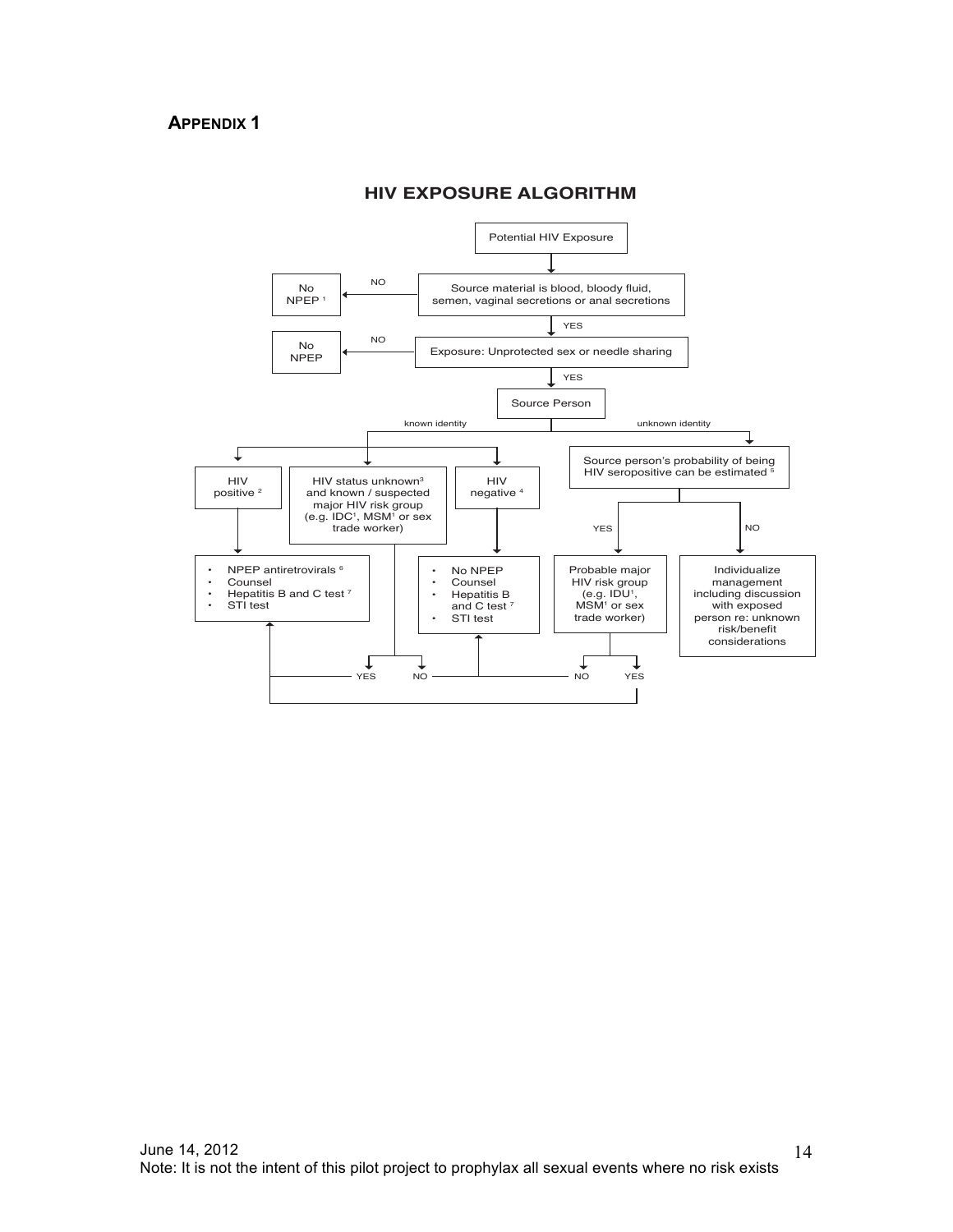## APPENDIX 1

### HIV EXPOSURE ALGORITHM

Potential HIV Exposure

↓

Source material is blood, bloody fluid, semen, vaginal secretions or anal secretions

- NO → No NPEP [1]
- YES ↓

Exposure: Unprotected sex or needle sharing

- NO → No NPEP
- YES ↓

Source Person

- **known identity**
  - HIV positive [2] → 
    - NPEP antiretrovirals [6]
    - Counsel
    - Hepatitis B and C test [7]
    - STI test
  - HIV status unknown[3] and known / suspected major HIV risk group (e.g. IDC[1], MSM[1] or sex trade worker)
    - YES → NPEP antiretrovirals [6] / Counsel / Hepatitis B and C test [7] / STI test
    - NO → No NPEP / Counsel / Hepatitis B and C test [7] / STI test
  - HIV negative [4] →
    - No NPEP
    - Counsel
    - Hepatitis B and C test [7]
    - STI test
- **unknown identity**
  - Source person's probability of being HIV seropositive can be estimated [5]
    - YES → Probable major HIV risk group (e.g. IDU[1], MSM[1] or sex trade worker)
      - YES → NPEP antiretrovirals [6] / Counsel / Hepatitis B and C test [7] / STI test
      - NO → No NPEP / Counsel / Hepatitis B and C test [7] / STI test
    - NO → Individualize management including discussion with exposed person re: unknown risk/benefit considerations

June 14, 2012
Note: It is not the intent of this pilot project to prophylax all sexual events where no risk exists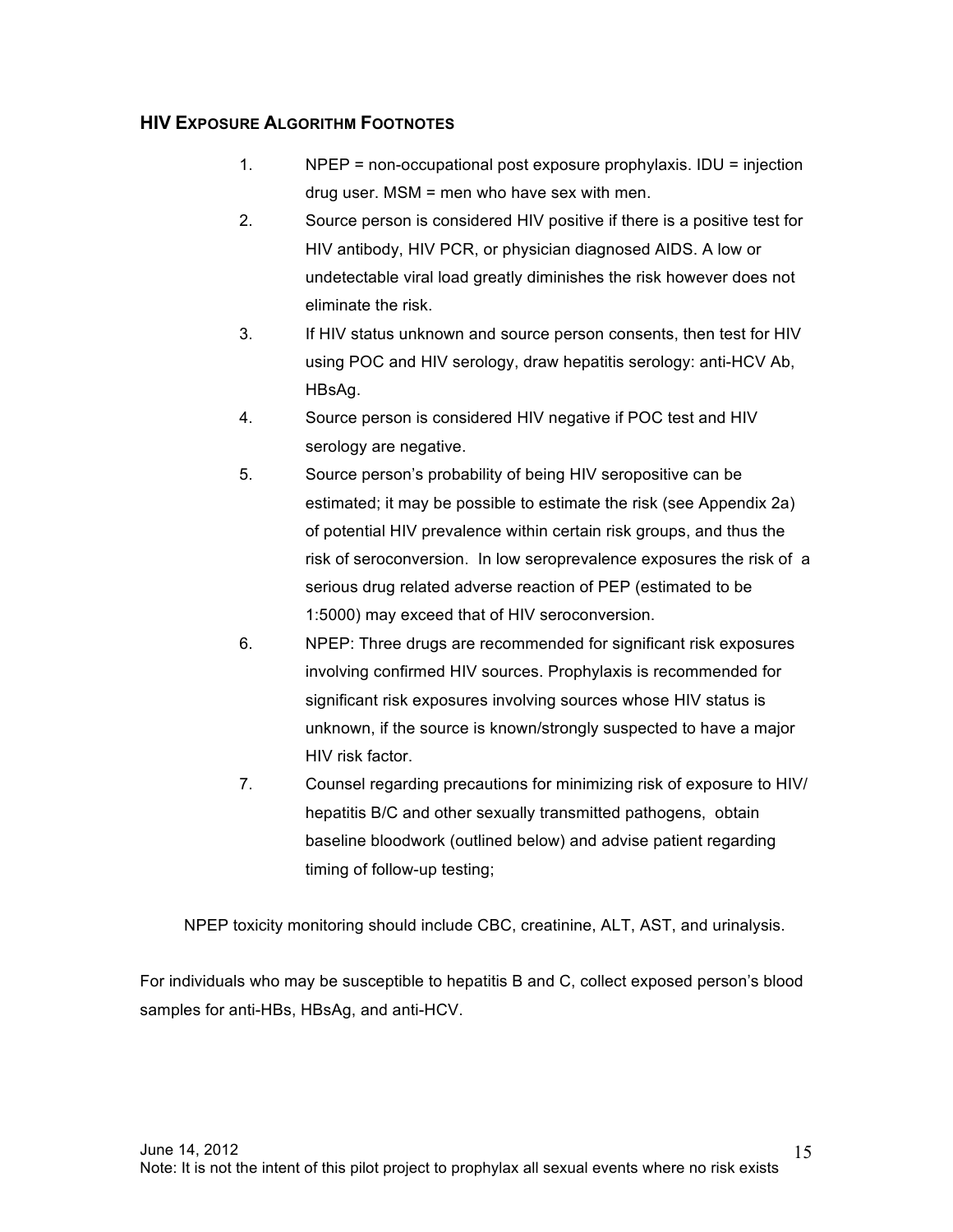### HIV Exposure Algorithm Footnotes

1. NPEP = non-occupational post exposure prophylaxis. IDU = injection drug user. MSM = men who have sex with men.
2. Source person is considered HIV positive if there is a positive test for HIV antibody, HIV PCR, or physician diagnosed AIDS. A low or undetectable viral load greatly diminishes the risk however does not eliminate the risk.
3. If HIV status unknown and source person consents, then test for HIV using POC and HIV serology, draw hepatitis serology: anti-HCV Ab, HBsAg.
4. Source person is considered HIV negative if POC test and HIV serology are negative.
5. Source person's probability of being HIV seropositive can be estimated; it may be possible to estimate the risk (see Appendix 2a) of potential HIV prevalence within certain risk groups, and thus the risk of seroconversion. In low seroprevalence exposures the risk of a serious drug related adverse reaction of PEP (estimated to be 1:5000) may exceed that of HIV seroconversion.
6. NPEP: Three drugs are recommended for significant risk exposures involving confirmed HIV sources. Prophylaxis is recommended for significant risk exposures involving sources whose HIV status is unknown, if the source is known/strongly suspected to have a major HIV risk factor.
7. Counsel regarding precautions for minimizing risk of exposure to HIV/ hepatitis B/C and other sexually transmitted pathogens, obtain baseline bloodwork (outlined below) and advise patient regarding timing of follow-up testing;

NPEP toxicity monitoring should include CBC, creatinine, ALT, AST, and urinalysis.

For individuals who may be susceptible to hepatitis B and C, collect exposed person's blood samples for anti-HBs, HBsAg, and anti-HCV.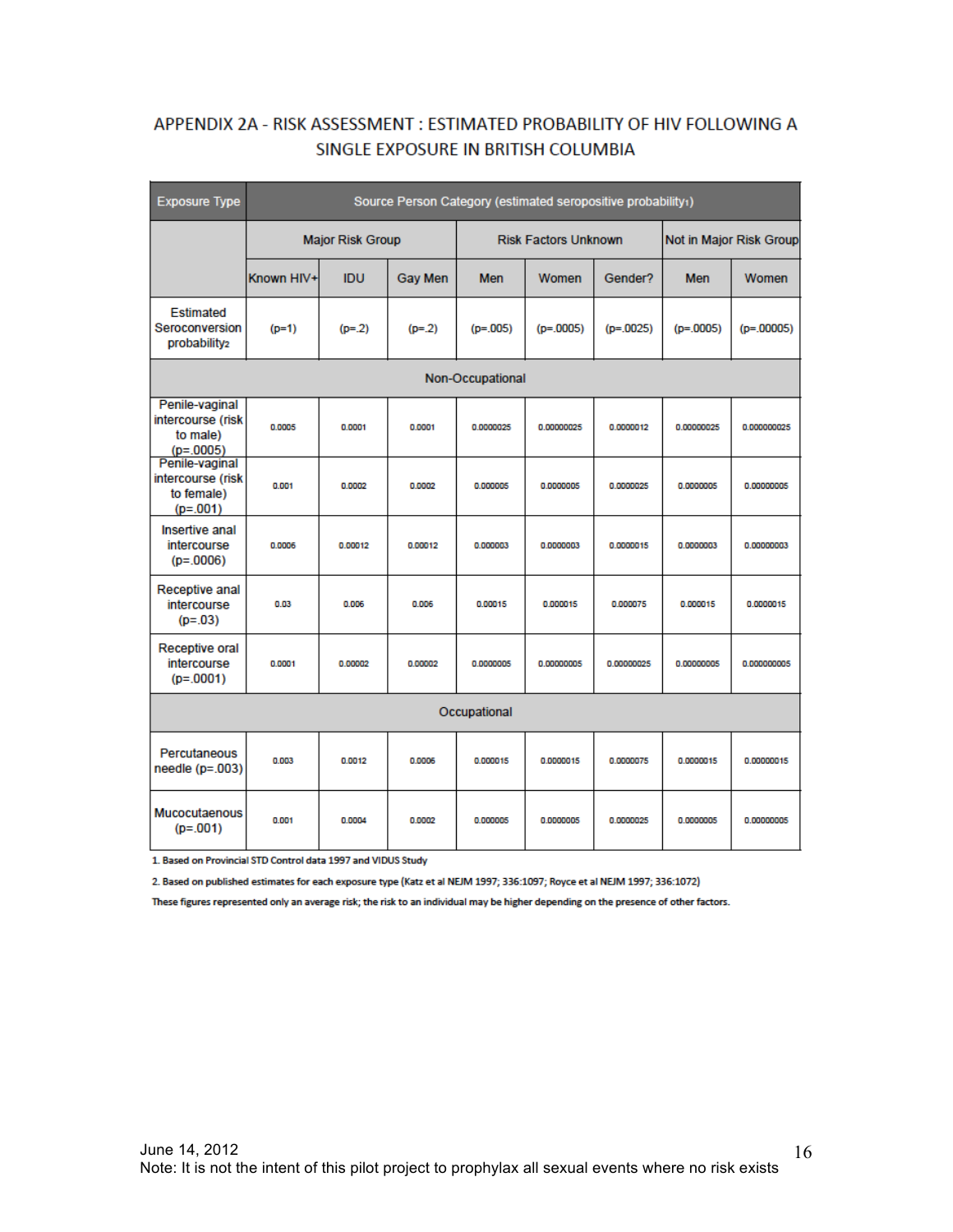# APPENDIX 2A - RISK ASSESSMENT : ESTIMATED PROBABILITY OF HIV FOLLOWING A SINGLE EXPOSURE IN BRITISH COLUMBIA

| Exposure Type | Source Person Category (estimated seropositive probability[1]) | | | | | | | |
|---|---|---|---|---|---|---|---|---|
| | Major Risk Group | | | Risk Factors Unknown | | | Not in Major Risk Group | |
| | Known HIV+ | IDU | Gay Men | Men | Women | Gender? | Men | Women |
| Estimated Seroconversion probability[2] | (p=1) | (p=.2) | (p=.2) | (p=.005) | (p=.0005) | (p=.0025) | (p=.0005) | (p=.00005) |
| **Non-Occupational** | | | | | | | | |
| Penile-vaginal intercourse (risk to male) (p=.0005) | 0.0005 | 0.0001 | 0.0001 | 0.0000025 | 0.00000025 | 0.0000012 | 0.00000025 | 0.000000025 |
| Penile-vaginal intercourse (risk to female) (p=.001) | 0.001 | 0.0002 | 0.0002 | 0.000005 | 0.0000005 | 0.0000025 | 0.0000005 | 0.00000005 |
| Insertive anal intercourse (p=.0006) | 0.0006 | 0.00012 | 0.00012 | 0.000003 | 0.0000003 | 0.0000015 | 0.0000003 | 0.00000003 |
| Receptive anal intercourse (p=.03) | 0.03 | 0.006 | 0.006 | 0.00015 | 0.000015 | 0.000075 | 0.000015 | 0.0000015 |
| Receptive oral intercourse (p=.0001) | 0.0001 | 0.00002 | 0.00002 | 0.0000005 | 0.00000005 | 0.00000025 | 0.00000005 | 0.000000005 |
| **Occupational** | | | | | | | | |
| Percutaneous needle (p=.003) | 0.003 | 0.0012 | 0.0006 | 0.000015 | 0.0000015 | 0.0000075 | 0.0000015 | 0.00000015 |
| Mucocutaenous (p=.001) | 0.001 | 0.0004 | 0.0002 | 0.000005 | 0.0000005 | 0.0000025 | 0.0000005 | 0.00000005 |

1. Based on Provincial STD Control data 1997 and VIDUS Study

2. Based on published estimates for each exposure type (Katz et al NEJM 1997; 336:1097; Royce et al NEJM 1997; 336:1072)

These figures represented only an average risk; the risk to an individual may be higher depending on the presence of other factors.

June 14, 2012
Note: It is not the intent of this pilot project to prophylax all sexual events where no risk exists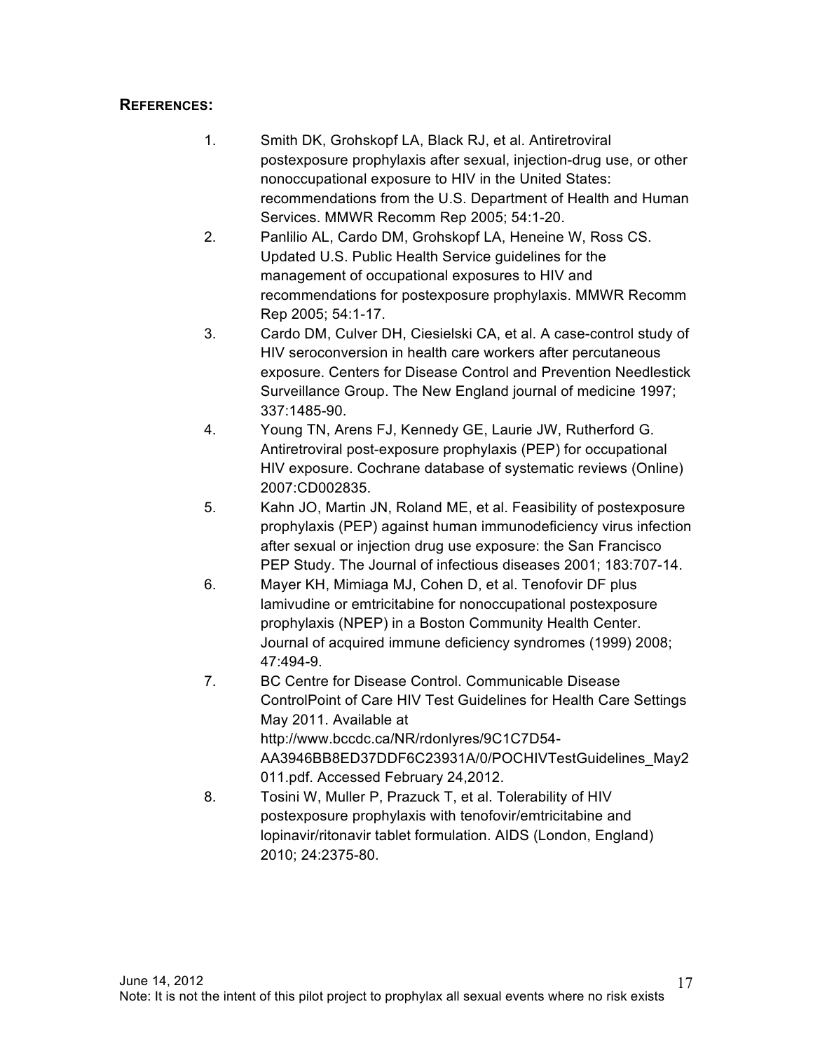## References:

1. Smith DK, Grohskopf LA, Black RJ, et al. Antiretroviral postexposure prophylaxis after sexual, injection-drug use, or other nonoccupational exposure to HIV in the United States: recommendations from the U.S. Department of Health and Human Services. MMWR Recomm Rep 2005; 54:1-20.
2. Panlilio AL, Cardo DM, Grohskopf LA, Heneine W, Ross CS. Updated U.S. Public Health Service guidelines for the management of occupational exposures to HIV and recommendations for postexposure prophylaxis. MMWR Recomm Rep 2005; 54:1-17.
3. Cardo DM, Culver DH, Ciesielski CA, et al. A case-control study of HIV seroconversion in health care workers after percutaneous exposure. Centers for Disease Control and Prevention Needlestick Surveillance Group. The New England journal of medicine 1997; 337:1485-90.
4. Young TN, Arens FJ, Kennedy GE, Laurie JW, Rutherford G. Antiretroviral post-exposure prophylaxis (PEP) for occupational HIV exposure. Cochrane database of systematic reviews (Online) 2007:CD002835.
5. Kahn JO, Martin JN, Roland ME, et al. Feasibility of postexposure prophylaxis (PEP) against human immunodeficiency virus infection after sexual or injection drug use exposure: the San Francisco PEP Study. The Journal of infectious diseases 2001; 183:707-14.
6. Mayer KH, Mimiaga MJ, Cohen D, et al. Tenofovir DF plus lamivudine or emtricitabine for nonoccupational postexposure prophylaxis (NPEP) in a Boston Community Health Center. Journal of acquired immune deficiency syndromes (1999) 2008; 47:494-9.
7. BC Centre for Disease Control. Communicable Disease ControlPoint of Care HIV Test Guidelines for Health Care Settings May 2011. Available at http://www.bccdc.ca/NR/rdonlyres/9C1C7D54-AA3946BB8ED37DDF6C23931A/0/POCHIVTestGuidelines_May2011.pdf. Accessed February 24,2012.
8. Tosini W, Muller P, Prazuck T, et al. Tolerability of HIV postexposure prophylaxis with tenofovir/emtricitabine and lopinavir/ritonavir tablet formulation. AIDS (London, England) 2010; 24:2375-80.